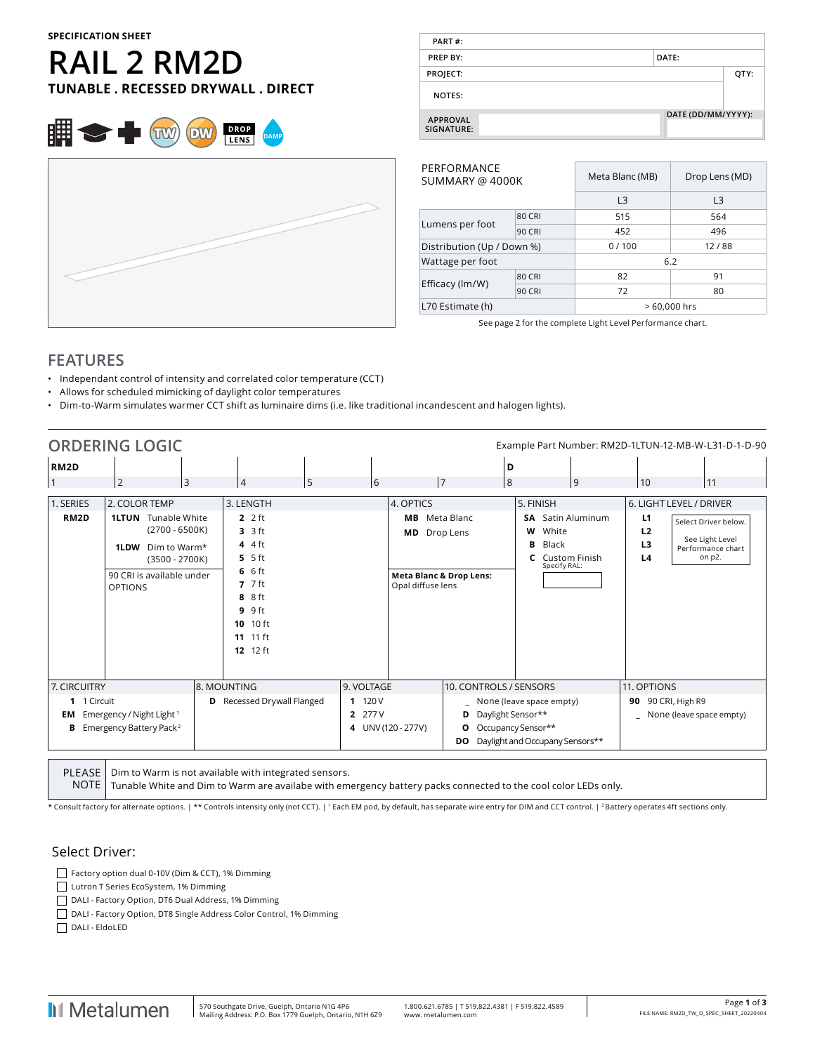SPECIFICATION SHEET

# RAIL 2 RM2D

**TUNABLE . RECESSED DRYWALL . DIRECT**

TW DW DROP LENS DAMP

| PART #: | | |
|---|---|---|
| PREP BY: | DATE: | |
| PROJECT: | | QTY: |
| NOTES: | | |
| APPROVAL SIGNATURE: | | DATE (DD/MM/YYYY): |

| PERFORMANCE SUMMARY @ 4000K | | Meta Blanc (MB) | Drop Lens (MD) |
|---|---|---|---|
| | | L3 | L3 |
| Lumens per foot | 80 CRI | 515 | 564 |
| | 90 CRI | 452 | 496 |
| Distribution (Up / Down %) | | 0 / 100 | 12 / 88 |
| Wattage per foot | | 6.2 | |
| Efficacy (lm/W) | 80 CRI | 82 | 91 |
| | 90 CRI | 72 | 80 |
| L70 Estimate (h) | | > 60,000 hrs | |

See page 2 for the complete Light Level Performance chart.

## FEATURES

- Independant control of intensity and correlated color temperature (CCT)
- Allows for scheduled mimicking of daylight color temperatures
- Dim-to-Warm simulates warmer CCT shift as luminaire dims (i.e. like traditional incandescent and halogen lights).

## ORDERING LOGIC

Example Part Number: RM2D-1LTUN-12-MB-W-L31-D-1-D-90

| RM2D | | | | | | | D | | | |
|---|---|---|---|---|---|---|---|---|---|---|
| 1 | 2 | 3 | 4 | 5 | 6 | 7 | 8 | 9 | 10 | 11 |

| 1. SERIES | 2. COLOR TEMP | 3. LENGTH | 4. OPTICS | 5. FINISH | 6. LIGHT LEVEL / DRIVER |
|---|---|---|---|---|---|
| **RM2D** | **1LTUN** Tunable White (2700 - 6500K)<br>**1LDW** Dim to Warm* (3500 - 2700K)<br>90 CRI is available under OPTIONS | **2** 2 ft<br>**3** 3 ft<br>**4** 4 ft<br>**5** 5 ft<br>**6** 6 ft<br>**7** 7 ft<br>**8** 8 ft<br>**9** 9 ft<br>**10** 10 ft<br>**11** 11 ft<br>**12** 12 ft | **MB** Meta Blanc<br>**MD** Drop Lens<br>**Meta Blanc & Drop Lens:** Opal diffuse lens | **SA** Satin Aluminum<br>**W** White<br>**B** Black<br>**C** Custom Finish (Specify RAL: ____) | **L1**<br>**L2**<br>**L3**<br>**L4**<br>Select Driver below. See Light Level Performance chart on p2. |

| 7. CIRCUITRY | 8. MOUNTING | 9. VOLTAGE | 10. CONTROLS / SENSORS | 11. OPTIONS |
|---|---|---|---|---|
| **1** 1 Circuit<br>**EM** Emergency / Night Light [1]<br>**B** Emergency Battery Pack [2] | **D** Recessed Drywall Flanged | **1** 120 V<br>**2** 277 V<br>**4** UNV (120 - 277V) | _ None (leave space empty)<br>**D** Daylight Sensor**<br>**O** Occupancy Sensor**<br>**DO** Daylight and Occupany Sensors** | **90** 90 CRI, High R9<br>_ None (leave space empty) |

| PLEASE NOTE | Dim to Warm is not available with integrated sensors.<br>Tunable White and Dim to Warm are availabe with emergency battery packs connected to the cool color LEDs only. |
|---|---|

* Consult factory for alternate options. | ** Controls intensity only (not CCT). | [1] Each EM pod, by default, has separate wire entry for DIM and CCT control. | [2] Battery operates 4ft sections only.

### Select Driver:

- ☐ Factory option dual 0-10V (Dim & CCT), 1% Dimming
- ☐ Lutron T Series EcoSystem, 1% Dimming
- ☐ DALI - Factory Option, DT6 Dual Address, 1% Dimming
- ☐ DALI - Factory Option, DT8 Single Address Color Control, 1% Dimming
- ☐ DALI - EldoLED

Metalumen | 570 Southgate Drive, Guelph, Ontario N1G 4P6 | Mailing Address: P.O. Box 1779 Guelph, Ontario, N1H 6Z9 | 1.800.621.6785 | T 519.822.4381 | F 519.822.4589 | www. metalumen.com | FILE NAME: RM2D_TW_D_SPEC_SHEET_20220404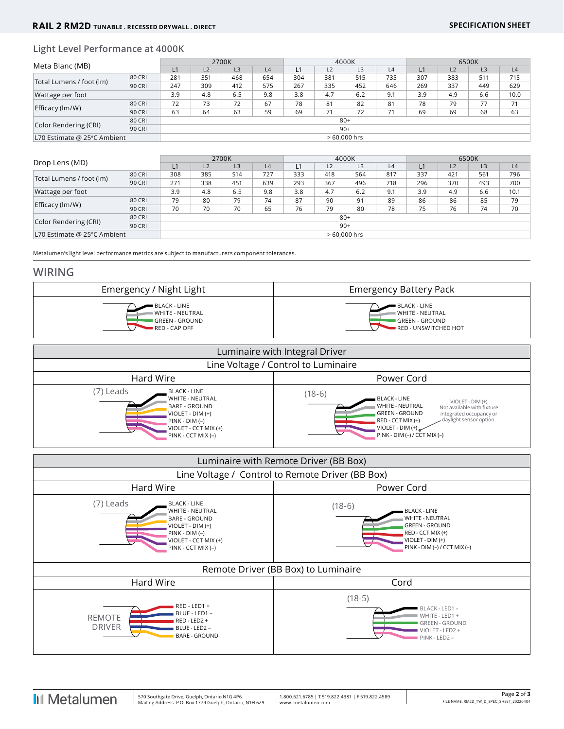## Light Level Performance at 4000K

| Meta Blanc (MB) | | 2700K | | | | 4000K | | | | 6500K | | | |
|---|---|---|---|---|---|---|---|---|---|---|---|---|---|
| | | L1 | L2 | L3 | L4 | L1 | L2 | L3 | L4 | L1 | L2 | L3 | L4 |
| Total Lumens / foot (lm) | 80 CRI | 281 | 351 | 468 | 654 | 304 | 381 | 515 | 735 | 307 | 383 | 511 | 715 |
| | 90 CRI | 247 | 309 | 412 | 575 | 267 | 335 | 452 | 646 | 269 | 337 | 449 | 629 |
| Wattage per foot | | 3.9 | 4.8 | 6.5 | 9.8 | 3.8 | 4.7 | 6.2 | 9.1 | 3.9 | 4.9 | 6.6 | 10.0 |
| Efficacy (lm/W) | 80 CRI | 72 | 73 | 72 | 67 | 78 | 81 | 82 | 81 | 78 | 79 | 77 | 71 |
| | 90 CRI | 63 | 64 | 63 | 59 | 69 | 71 | 72 | 71 | 69 | 69 | 68 | 63 |
| Color Rendering (CRI) | 80 CRI | 80+ | | | | | | | | | | | |
| | 90 CRI | 90+ | | | | | | | | | | | |
| L70 Estimate @ 25°C Ambient | | > 60,000 hrs | | | | | | | | | | | |

| Drop Lens (MD) | | 2700K | | | | 4000K | | | | 6500K | | | |
|---|---|---|---|---|---|---|---|---|---|---|---|---|---|
| | | L1 | L2 | L3 | L4 | L1 | L2 | L3 | L4 | L1 | L2 | L3 | L4 |
| Total Lumens / foot (lm) | 80 CRI | 308 | 385 | 514 | 727 | 333 | 418 | 564 | 817 | 337 | 421 | 561 | 796 |
| | 90 CRI | 271 | 338 | 451 | 639 | 293 | 367 | 496 | 718 | 296 | 370 | 493 | 700 |
| Wattage per foot | | 3.9 | 4.8 | 6.5 | 9.8 | 3.8 | 4.7 | 6.2 | 9.1 | 3.9 | 4.9 | 6.6 | 10.1 |
| Efficacy (lm/W) | 80 CRI | 79 | 80 | 79 | 74 | 87 | 90 | 91 | 89 | 86 | 86 | 85 | 79 |
| | 90 CRI | 70 | 70 | 70 | 65 | 76 | 79 | 80 | 78 | 75 | 76 | 74 | 70 |
| Color Rendering (CRI) | 80 CRI | 80+ | | | | | | | | | | | |
| | 90 CRI | 90+ | | | | | | | | | | | |
| L70 Estimate @ 25°C Ambient | | > 60,000 hrs | | | | | | | | | | | |

Metalumen's light level performance metrics are subject to manufacturers component tolerances.

## WIRING

### Emergency / Night Light

- BLACK - LINE
- WHITE - NEUTRAL
- GREEN - GROUND
- RED - CAP OFF

### Emergency Battery Pack

- BLACK - LINE
- WHITE - NEUTRAL
- GREEN - GROUND
- RED - UNSWITCHED HOT

### Luminaire with Integral Driver

**Line Voltage / Control to Luminaire**

**Hard Wire** — (7) Leads

- BLACK - LINE
- WHITE - NEUTRAL
- BARE - GROUND
- VIOLET - DIM (+)
- PINK - DIM (–)
- VIOLET - CCT MIX (+)
- PINK - CCT MIX (–)

**Power Cord** — (18-6)

- BLACK - LINE
- WHITE - NEUTRAL
- GREEN - GROUND
- RED - CCT MIX (+)
- VIOLET - DIM (+)
- PINK - DIM (–) / CCT MIX (–)

VIOLET - DIM (+) Not available with fixture integrated occupancy or daylight sensor option.

### Luminaire with Remote Driver (BB Box)

**Line Voltage / Control to Remote Driver (BB Box)**

**Hard Wire** — (7) Leads

- BLACK - LINE
- WHITE - NEUTRAL
- BARE - GROUND
- VIOLET - DIM (+)
- PINK - DIM (–)
- VIOLET - CCT MIX (+)
- PINK - CCT MIX (–)

**Power Cord** — (18-6)

- BLACK - LINE
- WHITE - NEUTRAL
- GREEN - GROUND
- RED - CCT MIX (+)
- VIOLET - DIM (+)
- PINK - DIM (–) / CCT MIX (–)

**Remote Driver (BB Box) to Luminaire**

**Hard Wire** — REMOTE DRIVER

- RED - LED1 +
- BLUE - LED1 –
- RED - LED2 +
- BLUE - LED2 –
- BARE - GROUND

**Cord** — (18-5)

- BLACK - LED1 –
- WHITE - LED1 +
- GREEN - GROUND
- VIOLET - LED2 +
- PINK - LED2 –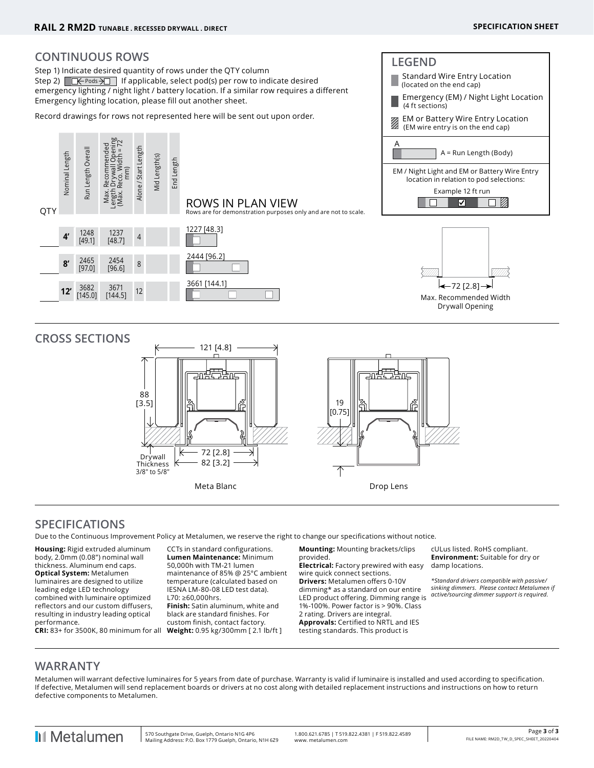## CONTINUOUS ROWS

Step 1) Indicate desired quantity of rows under the QTY column
Step 2) [Pods] If applicable, select pod(s) per row to indicate desired emergency lighting / night light / battery location. If a similar row requires a different Emergency lighting location, please fill out another sheet.

Record drawings for rows not represented here will be sent out upon order.

| QTY | Nominal Length | Run Length Overall | Max. Recommended Length Drywall Opening (Max. Reco. Width = 72 mm) | Alone / Start Length | Mid Length(s) | End Length | ROWS IN PLAN VIEW |
|---|---|---|---|---|---|---|---|
| | 4' | 1248 [49.1] | 1237 [48.7] | 4 | | | 1227 [48.3] |
| | 8' | 2465 [97.0] | 2454 [96.6] | 8 | | | 2444 [96.2] |
| | 12' | 3682 [145.0] | 3671 [144.5] | 12 | | | 3661 [144.1] |

Rows are for demonstration purposes only and are not to scale.

### LEGEND

- Standard Wire Entry Location (located on the end cap)
- Emergency (EM) / Night Light Location (4 ft sections)
- EM or Battery Wire Entry Location (EM wire entry is on the end cap)

A = Run Length (Body)

EM / Night Light and EM or Battery Wire Entry location in relation to pod selections:

Example 12 ft run

72 [2.8]
Max. Recommended Width Drywall Opening

## CROSS SECTIONS

121 [4.8]
88 [3.5]
72 [2.8]
82 [3.2]
Drywall Thickness 3/8" to 5/8"
Meta Blanc

19 [0.75]
Drop Lens

## SPECIFICATIONS

Due to the Continuous Improvement Policy at Metalumen, we reserve the right to change our specifications without notice.

**Housing:** Rigid extruded aluminum body, 2.0mm (0.08") nominal wall thickness. Aluminum end caps.
**Optical System:** Metalumen luminaires are designed to utilize leading edge LED technology combined with luminaire optimized reflectors and our custom diffusers, resulting in industry leading optical performance.
**CRI:** 83+ for 3500K, 80 minimum for all CCTs in standard configurations.
**Lumen Maintenance:** Minimum 50,000h with TM-21 lumen maintenance of 85% @ 25°C ambient temperature (calculated based on IESNA LM-80-08 LED test data). L70: ≥60,000hrs.
**Finish:** Satin aluminum, white and black are standard finishes. For custom finish, contact factory.
**Weight:** 0.95 kg/300mm [ 2.1 lb/ft ]
**Mounting:** Mounting brackets/clips provided.
**Electrical:** Factory prewired with easy wire quick connect sections.
**Drivers:** Metalumen offers 0-10V dimming* as a standard on our entire LED product offering. Dimming range is 1%-100%. Power factor is > 90%. Class 2 rating. Drivers are integral.
**Approvals:** Certified to NRTL and IES testing standards. This product is cULus listed. RoHS compliant.
**Environment:** Suitable for dry or damp locations.

*\*Standard drivers compatible with passive/sinking dimmers. Please contact Metalumen if active/sourcing dimmer support is required.*

## WARRANTY

Metalumen will warrant defective luminaires for 5 years from date of purchase. Warranty is valid if luminaire is installed and used according to specification. If defective, Metalumen will send replacement boards or drivers at no cost along with detailed replacement instructions and instructions on how to return defective components to Metalumen.

Metalumen
570 Southgate Drive, Guelph, Ontario N1G 4P6
Mailing Address: P.O. Box 1779 Guelph, Ontario, N1H 6Z9
1.800.621.6785 | T 519.822.4381 | F 519.822.4589
www. metalumen.com
FILE NAME: RM2D_TW_D_SPEC_SHEET_20220404